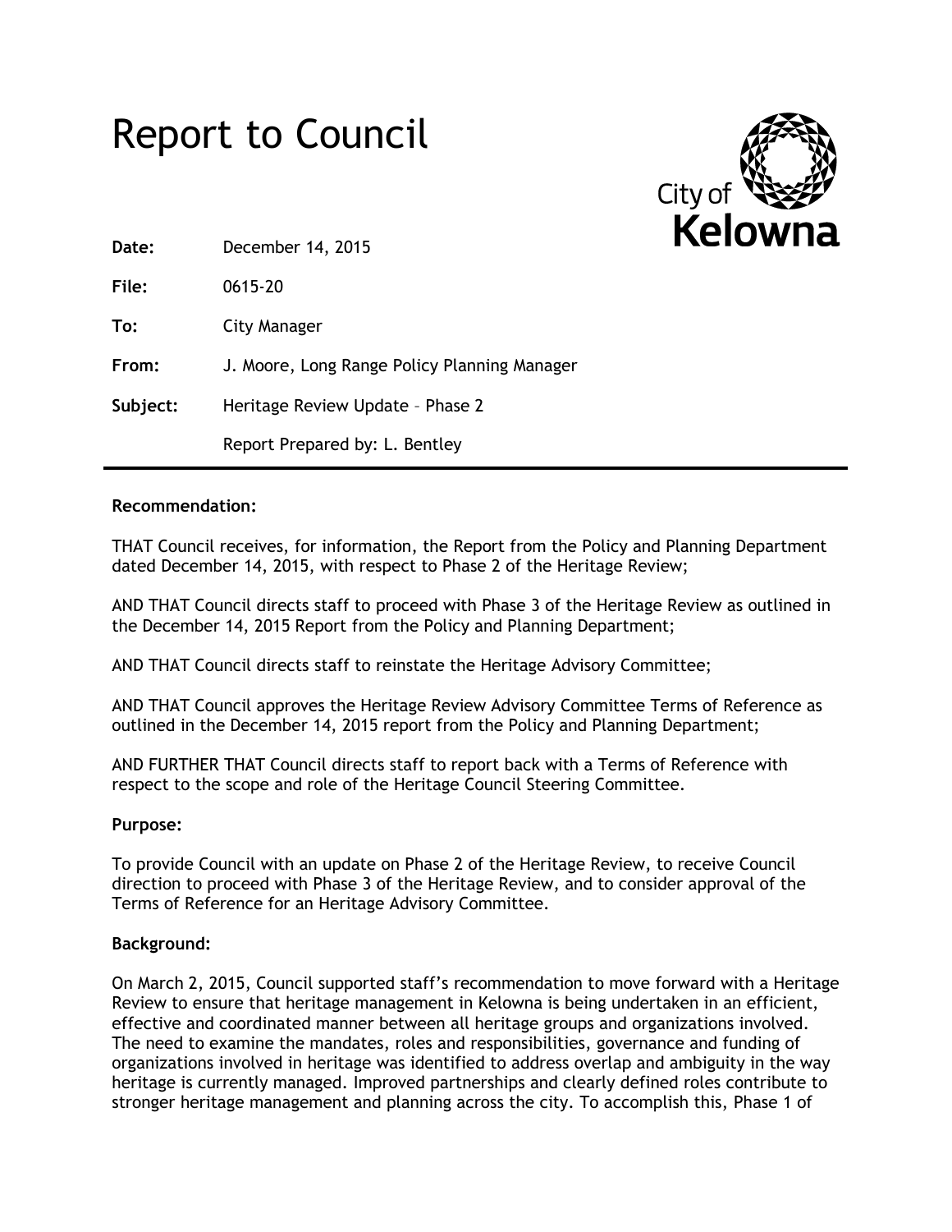# Report to Council

City of Kelowna

| | |
|---|---|
| **Date:** | December 14, 2015 |
| **File:** | 0615-20 |
| **To:** | City Manager |
| **From:** | J. Moore, Long Range Policy Planning Manager |
| **Subject:** | Heritage Review Update – Phase 2 |
| | Report Prepared by: L. Bentley |

**Recommendation:**

THAT Council receives, for information, the Report from the Policy and Planning Department dated December 14, 2015, with respect to Phase 2 of the Heritage Review;

AND THAT Council directs staff to proceed with Phase 3 of the Heritage Review as outlined in the December 14, 2015 Report from the Policy and Planning Department;

AND THAT Council directs staff to reinstate the Heritage Advisory Committee;

AND THAT Council approves the Heritage Review Advisory Committee Terms of Reference as outlined in the December 14, 2015 report from the Policy and Planning Department;

AND FURTHER THAT Council directs staff to report back with a Terms of Reference with respect to the scope and role of the Heritage Council Steering Committee.

**Purpose:**

To provide Council with an update on Phase 2 of the Heritage Review, to receive Council direction to proceed with Phase 3 of the Heritage Review, and to consider approval of the Terms of Reference for an Heritage Advisory Committee.

**Background:**

On March 2, 2015, Council supported staff's recommendation to move forward with a Heritage Review to ensure that heritage management in Kelowna is being undertaken in an efficient, effective and coordinated manner between all heritage groups and organizations involved. The need to examine the mandates, roles and responsibilities, governance and funding of organizations involved in heritage was identified to address overlap and ambiguity in the way heritage is currently managed. Improved partnerships and clearly defined roles contribute to stronger heritage management and planning across the city. To accomplish this, Phase 1 of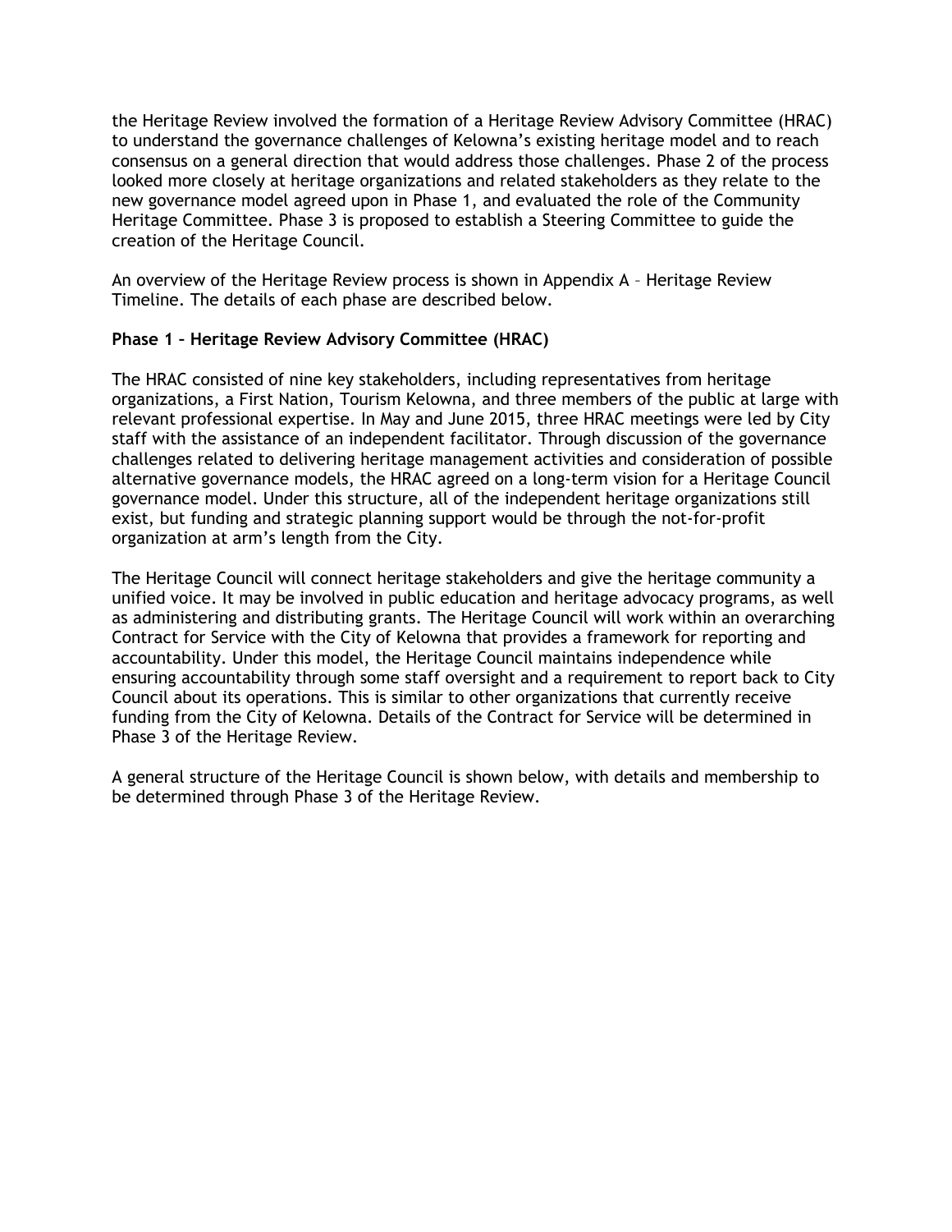the Heritage Review involved the formation of a Heritage Review Advisory Committee (HRAC) to understand the governance challenges of Kelowna's existing heritage model and to reach consensus on a general direction that would address those challenges. Phase 2 of the process looked more closely at heritage organizations and related stakeholders as they relate to the new governance model agreed upon in Phase 1, and evaluated the role of the Community Heritage Committee. Phase 3 is proposed to establish a Steering Committee to guide the creation of the Heritage Council.

An overview of the Heritage Review process is shown in Appendix A – Heritage Review Timeline. The details of each phase are described below.

**Phase 1 – Heritage Review Advisory Committee (HRAC)**

The HRAC consisted of nine key stakeholders, including representatives from heritage organizations, a First Nation, Tourism Kelowna, and three members of the public at large with relevant professional expertise. In May and June 2015, three HRAC meetings were led by City staff with the assistance of an independent facilitator. Through discussion of the governance challenges related to delivering heritage management activities and consideration of possible alternative governance models, the HRAC agreed on a long-term vision for a Heritage Council governance model. Under this structure, all of the independent heritage organizations still exist, but funding and strategic planning support would be through the not-for-profit organization at arm's length from the City.

The Heritage Council will connect heritage stakeholders and give the heritage community a unified voice. It may be involved in public education and heritage advocacy programs, as well as administering and distributing grants. The Heritage Council will work within an overarching Contract for Service with the City of Kelowna that provides a framework for reporting and accountability. Under this model, the Heritage Council maintains independence while ensuring accountability through some staff oversight and a requirement to report back to City Council about its operations. This is similar to other organizations that currently receive funding from the City of Kelowna. Details of the Contract for Service will be determined in Phase 3 of the Heritage Review.

A general structure of the Heritage Council is shown below, with details and membership to be determined through Phase 3 of the Heritage Review.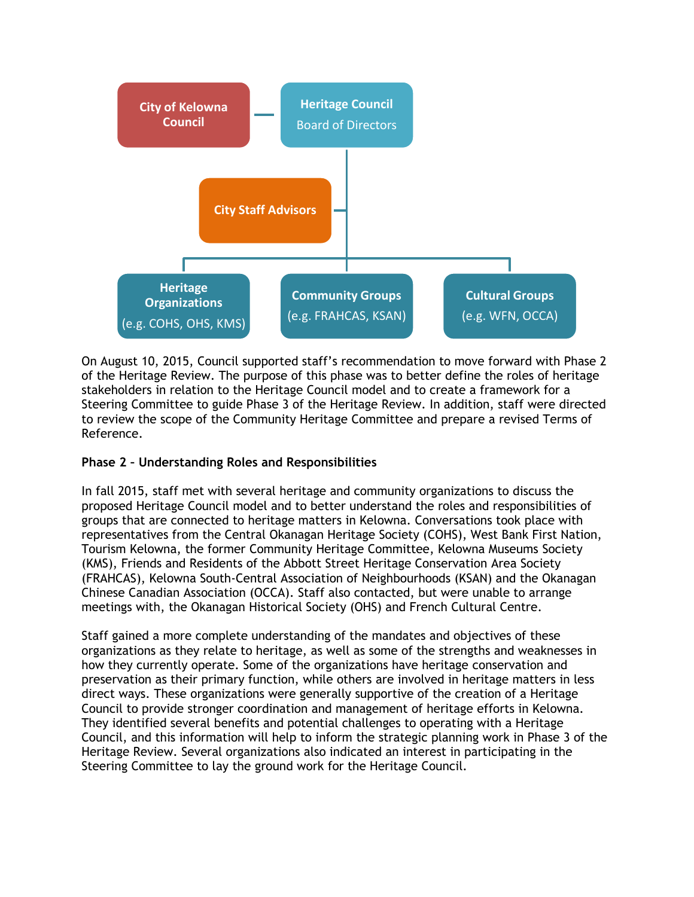City of Kelowna Council — Heritage Council Board of Directors

City Staff Advisors

Heritage Organizations (e.g. COHS, OHS, KMS) | Community Groups (e.g. FRAHCAS, KSAN) | Cultural Groups (e.g. WFN, OCCA)

On August 10, 2015, Council supported staff's recommendation to move forward with Phase 2 of the Heritage Review. The purpose of this phase was to better define the roles of heritage stakeholders in relation to the Heritage Council model and to create a framework for a Steering Committee to guide Phase 3 of the Heritage Review. In addition, staff were directed to review the scope of the Community Heritage Committee and prepare a revised Terms of Reference.

**Phase 2 – Understanding Roles and Responsibilities**

In fall 2015, staff met with several heritage and community organizations to discuss the proposed Heritage Council model and to better understand the roles and responsibilities of groups that are connected to heritage matters in Kelowna. Conversations took place with representatives from the Central Okanagan Heritage Society (COHS), West Bank First Nation, Tourism Kelowna, the former Community Heritage Committee, Kelowna Museums Society (KMS), Friends and Residents of the Abbott Street Heritage Conservation Area Society (FRAHCAS), Kelowna South-Central Association of Neighbourhoods (KSAN) and the Okanagan Chinese Canadian Association (OCCA). Staff also contacted, but were unable to arrange meetings with, the Okanagan Historical Society (OHS) and French Cultural Centre.

Staff gained a more complete understanding of the mandates and objectives of these organizations as they relate to heritage, as well as some of the strengths and weaknesses in how they currently operate. Some of the organizations have heritage conservation and preservation as their primary function, while others are involved in heritage matters in less direct ways. These organizations were generally supportive of the creation of a Heritage Council to provide stronger coordination and management of heritage efforts in Kelowna. They identified several benefits and potential challenges to operating with a Heritage Council, and this information will help to inform the strategic planning work in Phase 3 of the Heritage Review. Several organizations also indicated an interest in participating in the Steering Committee to lay the ground work for the Heritage Council.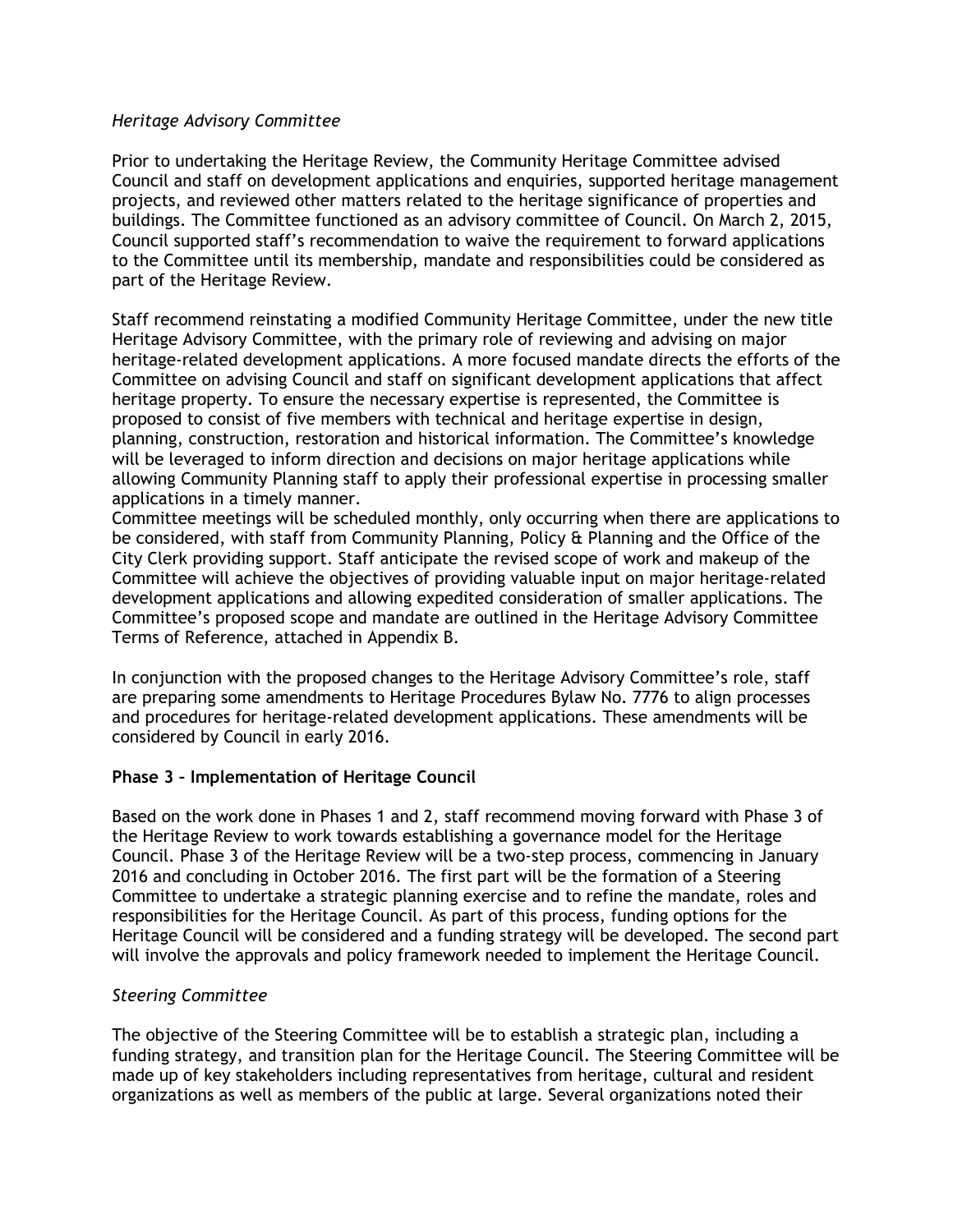*Heritage Advisory Committee*

Prior to undertaking the Heritage Review, the Community Heritage Committee advised Council and staff on development applications and enquiries, supported heritage management projects, and reviewed other matters related to the heritage significance of properties and buildings. The Committee functioned as an advisory committee of Council. On March 2, 2015, Council supported staff's recommendation to waive the requirement to forward applications to the Committee until its membership, mandate and responsibilities could be considered as part of the Heritage Review.

Staff recommend reinstating a modified Community Heritage Committee, under the new title Heritage Advisory Committee, with the primary role of reviewing and advising on major heritage-related development applications. A more focused mandate directs the efforts of the Committee on advising Council and staff on significant development applications that affect heritage property. To ensure the necessary expertise is represented, the Committee is proposed to consist of five members with technical and heritage expertise in design, planning, construction, restoration and historical information. The Committee's knowledge will be leveraged to inform direction and decisions on major heritage applications while allowing Community Planning staff to apply their professional expertise in processing smaller applications in a timely manner.

Committee meetings will be scheduled monthly, only occurring when there are applications to be considered, with staff from Community Planning, Policy & Planning and the Office of the City Clerk providing support. Staff anticipate the revised scope of work and makeup of the Committee will achieve the objectives of providing valuable input on major heritage-related development applications and allowing expedited consideration of smaller applications. The Committee's proposed scope and mandate are outlined in the Heritage Advisory Committee Terms of Reference, attached in Appendix B.

In conjunction with the proposed changes to the Heritage Advisory Committee's role, staff are preparing some amendments to Heritage Procedures Bylaw No. 7776 to align processes and procedures for heritage-related development applications. These amendments will be considered by Council in early 2016.

**Phase 3 – Implementation of Heritage Council**

Based on the work done in Phases 1 and 2, staff recommend moving forward with Phase 3 of the Heritage Review to work towards establishing a governance model for the Heritage Council. Phase 3 of the Heritage Review will be a two-step process, commencing in January 2016 and concluding in October 2016. The first part will be the formation of a Steering Committee to undertake a strategic planning exercise and to refine the mandate, roles and responsibilities for the Heritage Council. As part of this process, funding options for the Heritage Council will be considered and a funding strategy will be developed. The second part will involve the approvals and policy framework needed to implement the Heritage Council.

*Steering Committee*

The objective of the Steering Committee will be to establish a strategic plan, including a funding strategy, and transition plan for the Heritage Council. The Steering Committee will be made up of key stakeholders including representatives from heritage, cultural and resident organizations as well as members of the public at large. Several organizations noted their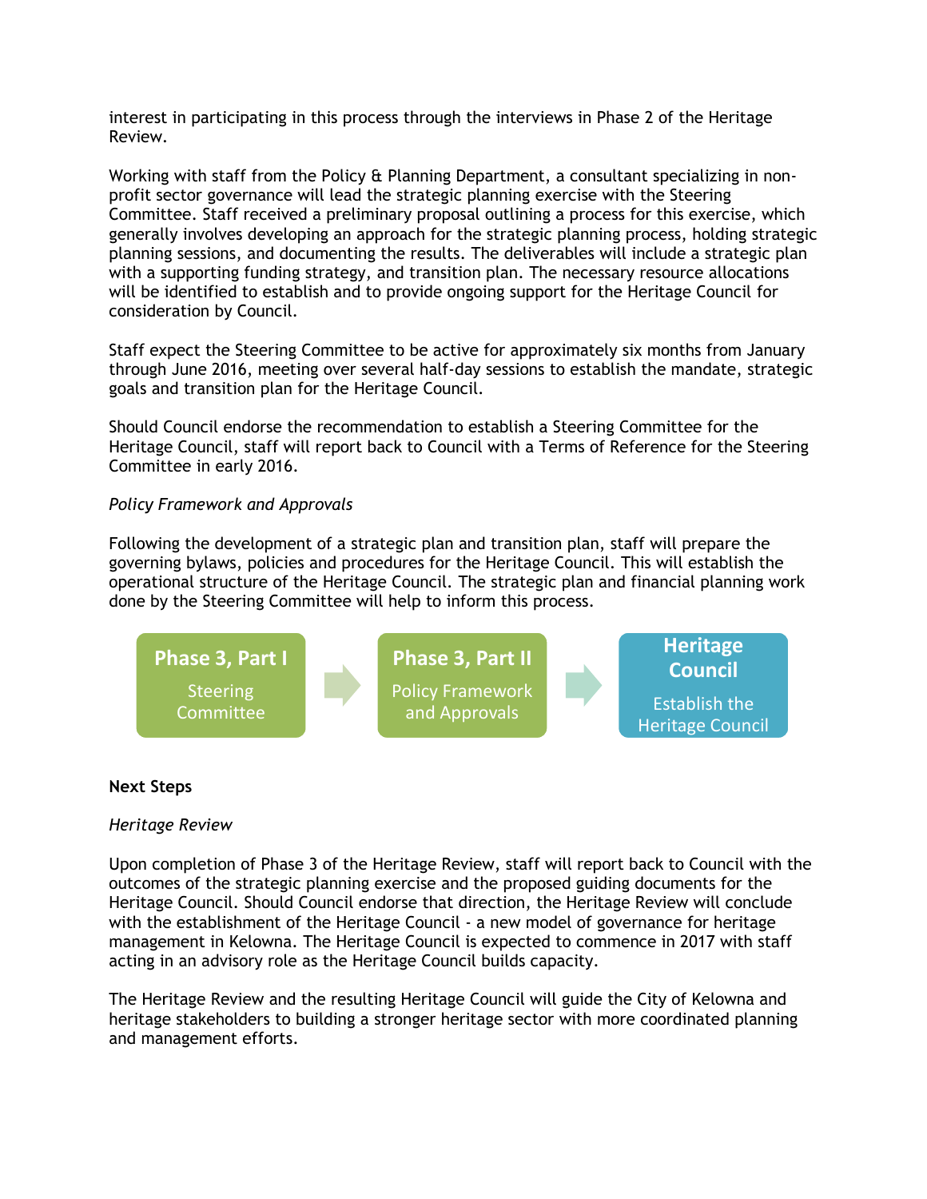interest in participating in this process through the interviews in Phase 2 of the Heritage Review.

Working with staff from the Policy & Planning Department, a consultant specializing in non-profit sector governance will lead the strategic planning exercise with the Steering Committee. Staff received a preliminary proposal outlining a process for this exercise, which generally involves developing an approach for the strategic planning process, holding strategic planning sessions, and documenting the results. The deliverables will include a strategic plan with a supporting funding strategy, and transition plan. The necessary resource allocations will be identified to establish and to provide ongoing support for the Heritage Council for consideration by Council.

Staff expect the Steering Committee to be active for approximately six months from January through June 2016, meeting over several half-day sessions to establish the mandate, strategic goals and transition plan for the Heritage Council.

Should Council endorse the recommendation to establish a Steering Committee for the Heritage Council, staff will report back to Council with a Terms of Reference for the Steering Committee in early 2016.

*Policy Framework and Approvals*

Following the development of a strategic plan and transition plan, staff will prepare the governing bylaws, policies and procedures for the Heritage Council. This will establish the operational structure of the Heritage Council. The strategic plan and financial planning work done by the Steering Committee will help to inform this process.

**Phase 3, Part I** – Steering Committee → **Phase 3, Part II** – Policy Framework and Approvals → **Heritage Council** – Establish the Heritage Council

**Next Steps**

*Heritage Review*

Upon completion of Phase 3 of the Heritage Review, staff will report back to Council with the outcomes of the strategic planning exercise and the proposed guiding documents for the Heritage Council. Should Council endorse that direction, the Heritage Review will conclude with the establishment of the Heritage Council - a new model of governance for heritage management in Kelowna. The Heritage Council is expected to commence in 2017 with staff acting in an advisory role as the Heritage Council builds capacity.

The Heritage Review and the resulting Heritage Council will guide the City of Kelowna and heritage stakeholders to building a stronger heritage sector with more coordinated planning and management efforts.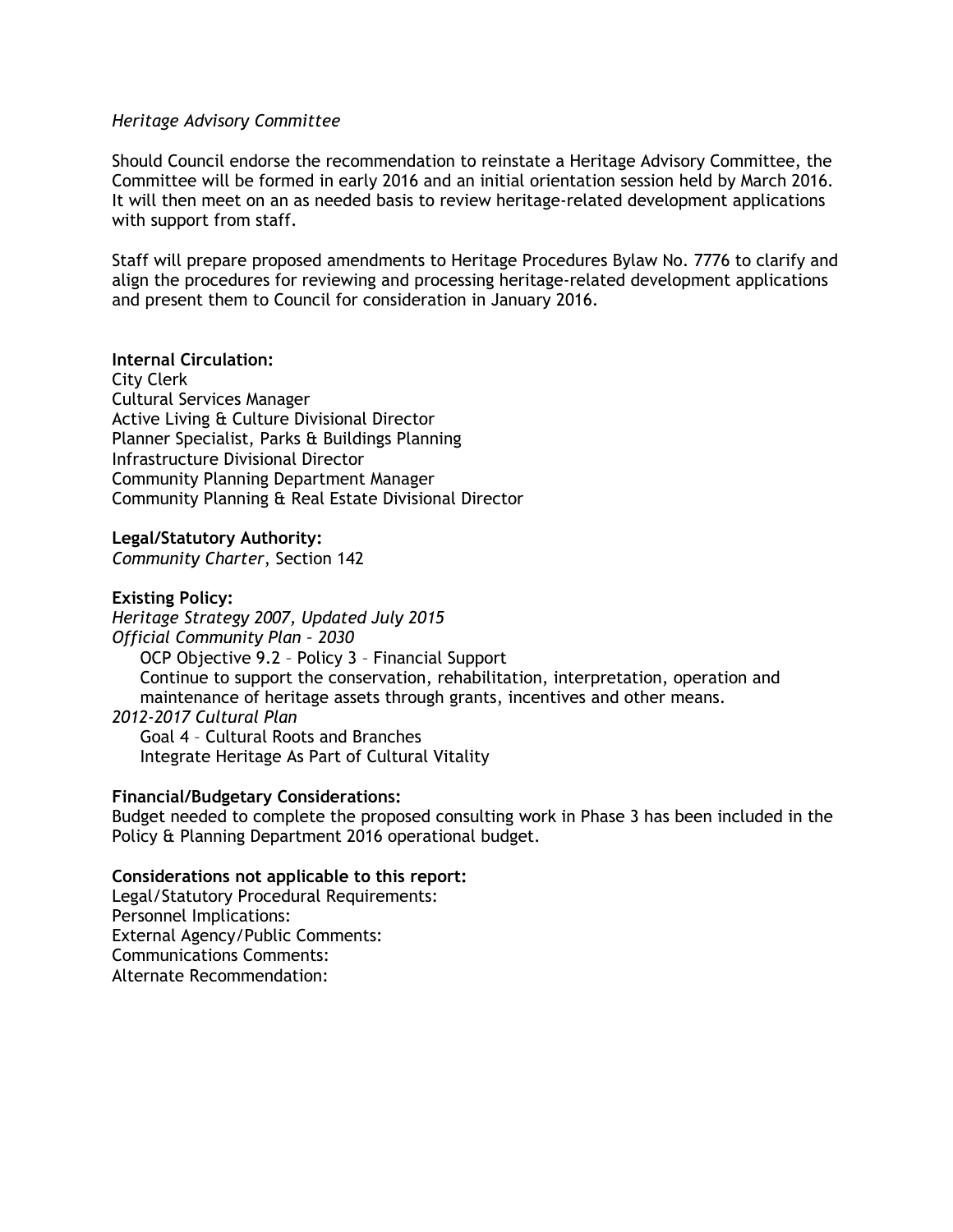*Heritage Advisory Committee*

Should Council endorse the recommendation to reinstate a Heritage Advisory Committee, the Committee will be formed in early 2016 and an initial orientation session held by March 2016. It will then meet on an as needed basis to review heritage-related development applications with support from staff.

Staff will prepare proposed amendments to Heritage Procedures Bylaw No. 7776 to clarify and align the procedures for reviewing and processing heritage-related development applications and present them to Council for consideration in January 2016.

**Internal Circulation:**
City Clerk
Cultural Services Manager
Active Living & Culture Divisional Director
Planner Specialist, Parks & Buildings Planning
Infrastructure Divisional Director
Community Planning Department Manager
Community Planning & Real Estate Divisional Director

**Legal/Statutory Authority:**
*Community Charter*, Section 142

**Existing Policy:**
*Heritage Strategy 2007, Updated July 2015*
*Official Community Plan – 2030*
OCP Objective 9.2 – Policy 3 – Financial Support
Continue to support the conservation, rehabilitation, interpretation, operation and maintenance of heritage assets through grants, incentives and other means.
*2012-2017 Cultural Plan*
Goal 4 – Cultural Roots and Branches
Integrate Heritage As Part of Cultural Vitality

**Financial/Budgetary Considerations:**
Budget needed to complete the proposed consulting work in Phase 3 has been included in the Policy & Planning Department 2016 operational budget.

**Considerations not applicable to this report:**
Legal/Statutory Procedural Requirements:
Personnel Implications:
External Agency/Public Comments:
Communications Comments:
Alternate Recommendation: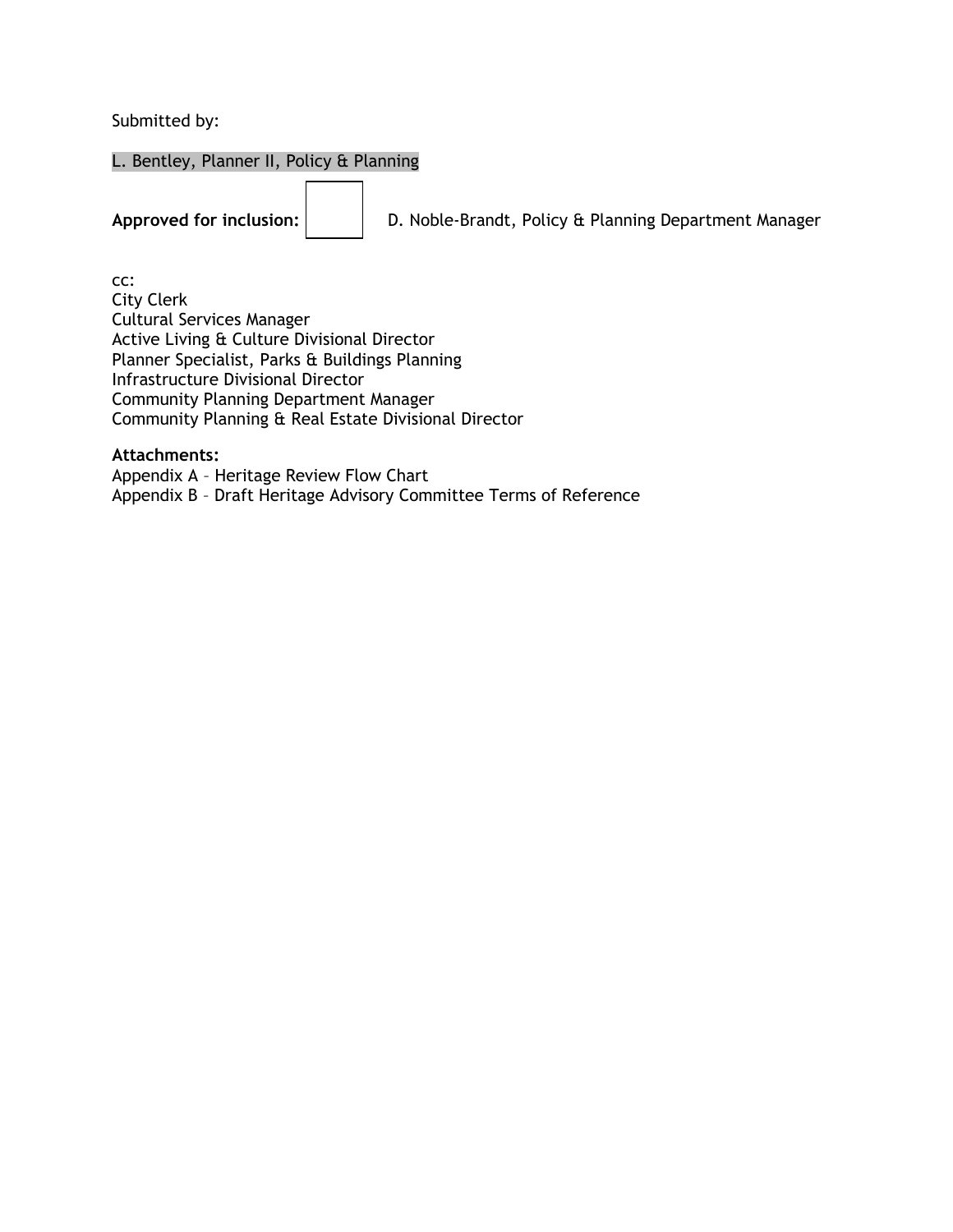Submitted by:

L. Bentley, Planner II, Policy & Planning

**Approved for inclusion:** D. Noble-Brandt, Policy & Planning Department Manager

cc:
City Clerk
Cultural Services Manager
Active Living & Culture Divisional Director
Planner Specialist, Parks & Buildings Planning
Infrastructure Divisional Director
Community Planning Department Manager
Community Planning & Real Estate Divisional Director

**Attachments:**
Appendix A – Heritage Review Flow Chart
Appendix B – Draft Heritage Advisory Committee Terms of Reference